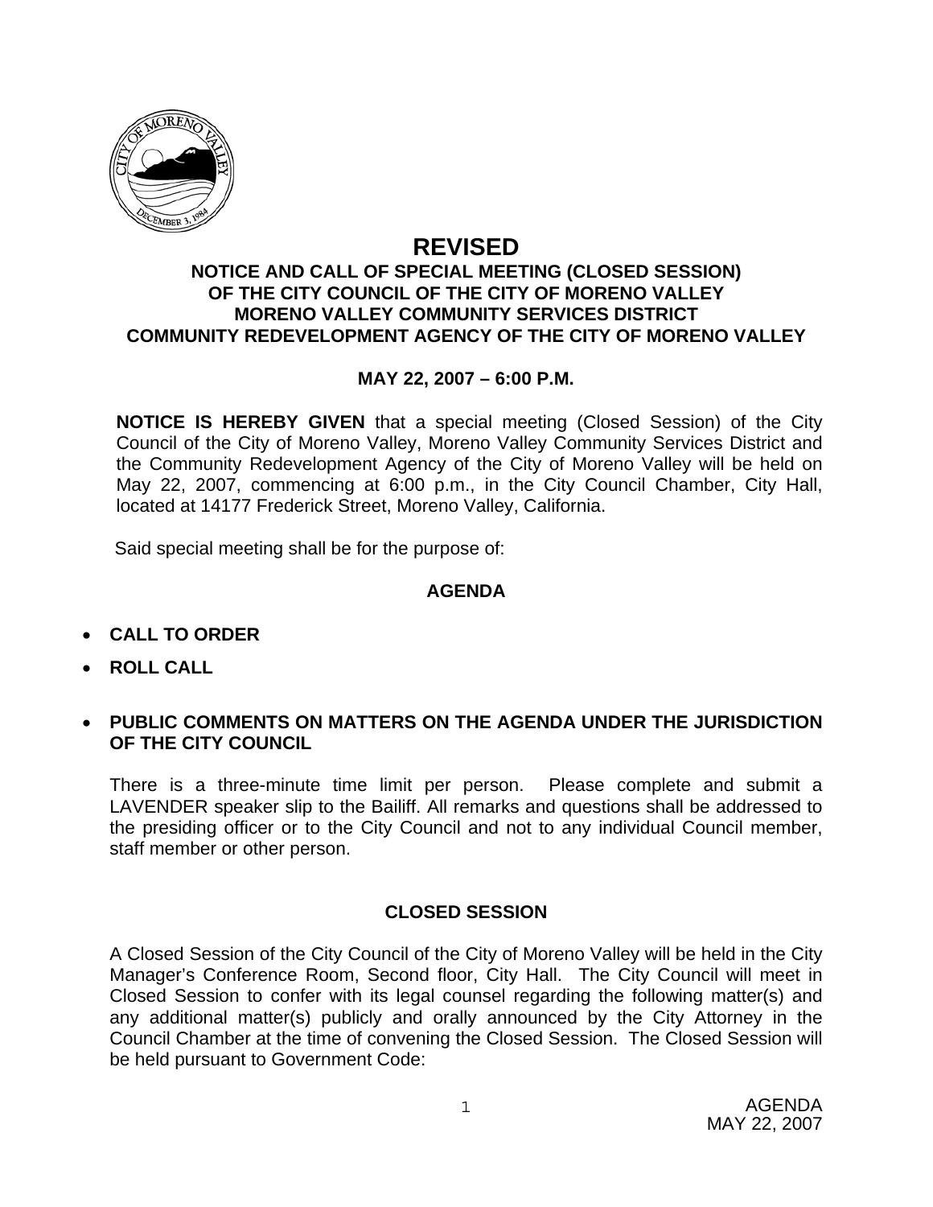# REVISED

## NOTICE AND CALL OF SPECIAL MEETING (CLOSED SESSION) OF THE CITY COUNCIL OF THE CITY OF MORENO VALLEY MORENO VALLEY COMMUNITY SERVICES DISTRICT COMMUNITY REDEVELOPMENT AGENCY OF THE CITY OF MORENO VALLEY

**MAY 22, 2007 – 6:00 P.M.**

**NOTICE IS HEREBY GIVEN** that a special meeting (Closed Session) of the City Council of the City of Moreno Valley, Moreno Valley Community Services District and the Community Redevelopment Agency of the City of Moreno Valley will be held on May 22, 2007, commencing at 6:00 p.m., in the City Council Chamber, City Hall, located at 14177 Frederick Street, Moreno Valley, California.

Said special meeting shall be for the purpose of:

### AGENDA

- **CALL TO ORDER**
- **ROLL CALL**
- **PUBLIC COMMENTS ON MATTERS ON THE AGENDA UNDER THE JURISDICTION OF THE CITY COUNCIL**

There is a three-minute time limit per person. Please complete and submit a LAVENDER speaker slip to the Bailiff. All remarks and questions shall be addressed to the presiding officer or to the City Council and not to any individual Council member, staff member or other person.

### CLOSED SESSION

A Closed Session of the City Council of the City of Moreno Valley will be held in the City Manager's Conference Room, Second floor, City Hall. The City Council will meet in Closed Session to confer with its legal counsel regarding the following matter(s) and any additional matter(s) publicly and orally announced by the City Attorney in the Council Chamber at the time of convening the Closed Session. The Closed Session will be held pursuant to Government Code: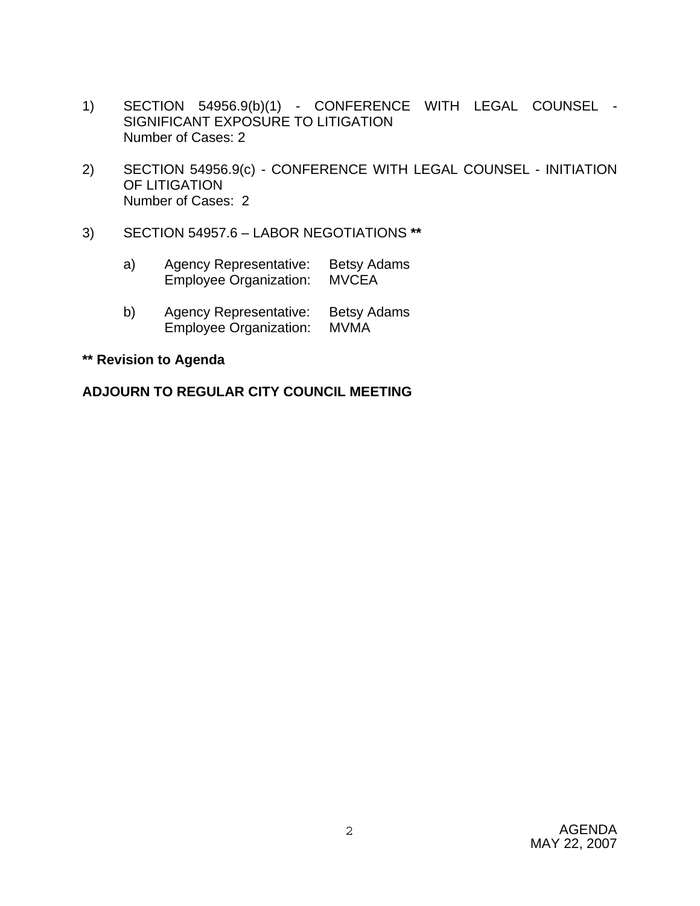1) SECTION 54956.9(b)(1) - CONFERENCE WITH LEGAL COUNSEL - SIGNIFICANT EXPOSURE TO LITIGATION
   Number of Cases: 2

2) SECTION 54956.9(c) - CONFERENCE WITH LEGAL COUNSEL - INITIATION OF LITIGATION
   Number of Cases: 2

3) SECTION 54957.6 – LABOR NEGOTIATIONS **

   a) Agency Representative: Betsy Adams
      Employee Organization: MVCEA

   b) Agency Representative: Betsy Adams
      Employee Organization: MVMA

**\*\* Revision to Agenda**

**ADJOURN TO REGULAR CITY COUNCIL MEETING**